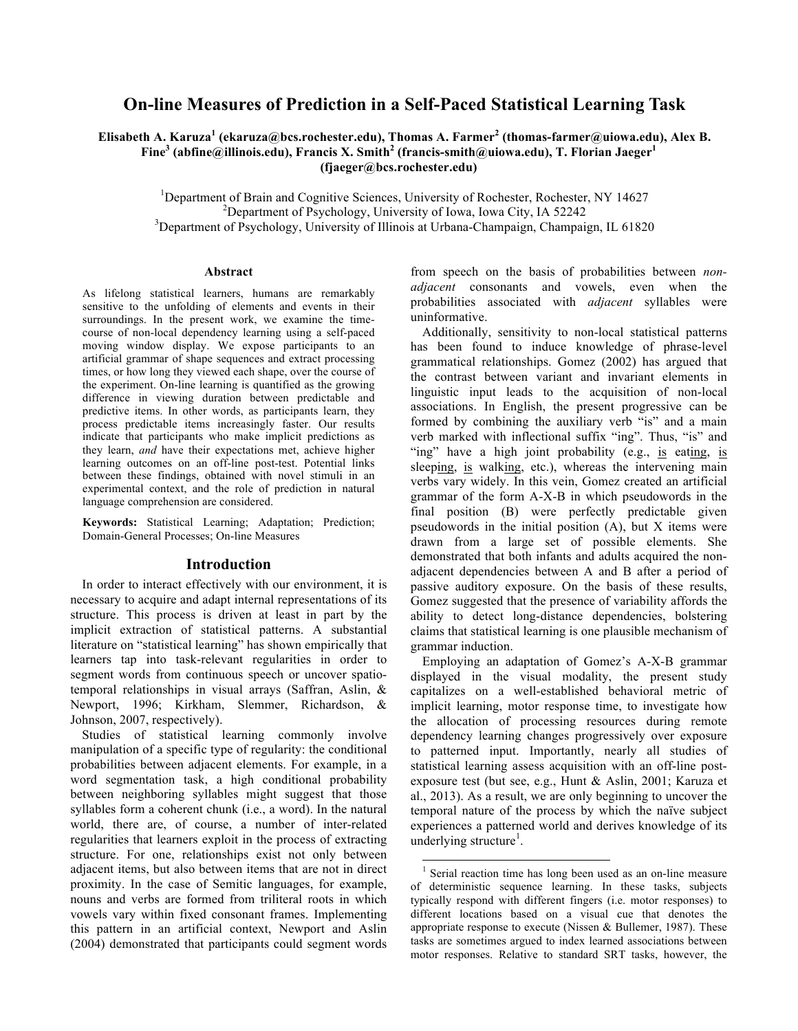# On-line Measures of Prediction in a Self-Paced Statistical Learning Task

**Elisabeth A. Karuza[1] (ekaruza@bcs.rochester.edu), Thomas A. Farmer[2] (thomas-farmer@uiowa.edu), Alex B. Fine[3] (abfine@illinois.edu), Francis X. Smith[2] (francis-smith@uiowa.edu), T. Florian Jaeger[1] (fjaeger@bcs.rochester.edu)**

[1]Department of Brain and Cognitive Sciences, University of Rochester, Rochester, NY 14627
[2]Department of Psychology, University of Iowa, Iowa City, IA 52242
[3]Department of Psychology, University of Illinois at Urbana-Champaign, Champaign, IL 61820

### Abstract

As lifelong statistical learners, humans are remarkably sensitive to the unfolding of elements and events in their surroundings. In the present work, we examine the time-course of non-local dependency learning using a self-paced moving window display. We expose participants to an artificial grammar of shape sequences and extract processing times, or how long they viewed each shape, over the course of the experiment. On-line learning is quantified as the growing difference in viewing duration between predictable and predictive items. In other words, as participants learn, they process predictable items increasingly faster. Our results indicate that participants who make implicit predictions as they learn, *and* have their expectations met, achieve higher learning outcomes on an off-line post-test. Potential links between these findings, obtained with novel stimuli in an experimental context, and the role of prediction in natural language comprehension are considered.

**Keywords:** Statistical Learning; Adaptation; Prediction; Domain-General Processes; On-line Measures

## Introduction

In order to interact effectively with our environment, it is necessary to acquire and adapt internal representations of its structure. This process is driven at least in part by the implicit extraction of statistical patterns. A substantial literature on "statistical learning" has shown empirically that learners tap into task-relevant regularities in order to segment words from continuous speech or uncover spatio-temporal relationships in visual arrays (Saffran, Aslin, & Newport, 1996; Kirkham, Slemmer, Richardson, & Johnson, 2007, respectively).

Studies of statistical learning commonly involve manipulation of a specific type of regularity: the conditional probabilities between adjacent elements. For example, in a word segmentation task, a high conditional probability between neighboring syllables might suggest that those syllables form a coherent chunk (i.e., a word). In the natural world, there are, of course, a number of inter-related regularities that learners exploit in the process of extracting structure. For one, relationships exist not only between adjacent items, but also between items that are not in direct proximity. In the case of Semitic languages, for example, nouns and verbs are formed from triliteral roots in which vowels vary within fixed consonant frames. Implementing this pattern in an artificial context, Newport and Aslin (2004) demonstrated that participants could segment words from speech on the basis of probabilities between *non-adjacent* consonants and vowels, even when the probabilities associated with *adjacent* syllables were uninformative.

Additionally, sensitivity to non-local statistical patterns has been found to induce knowledge of phrase-level grammatical relationships. Gomez (2002) has argued that the contrast between variant and invariant elements in linguistic input leads to the acquisition of non-local associations. In English, the present progressive can be formed by combining the auxiliary verb "is" and a main verb marked with inflectional suffix "ing". Thus, "is" and "ing" have a high joint probability (e.g., <u>is</u> eat<u>ing</u>, <u>is</u> sleep<u>ing</u>, <u>is</u> walk<u>ing</u>, etc.), whereas the intervening main verbs vary widely. In this vein, Gomez created an artificial grammar of the form A-X-B in which pseudowords in the final position (B) were perfectly predictable given pseudowords in the initial position (A), but X items were drawn from a large set of possible elements. She demonstrated that both infants and adults acquired the non-adjacent dependencies between A and B after a period of passive auditory exposure. On the basis of these results, Gomez suggested that the presence of variability affords the ability to detect long-distance dependencies, bolstering claims that statistical learning is one plausible mechanism of grammar induction.

Employing an adaptation of Gomez's A-X-B grammar displayed in the visual modality, the present study capitalizes on a well-established behavioral metric of implicit learning, motor response time, to investigate how the allocation of processing resources during remote dependency learning changes progressively over exposure to patterned input. Importantly, nearly all studies of statistical learning assess acquisition with an off-line post-exposure test (but see, e.g., Hunt & Aslin, 2001; Karuza et al., 2013). As a result, we are only beginning to uncover the temporal nature of the process by which the naïve subject experiences a patterned world and derives knowledge of its underlying structure[1].

[1] Serial reaction time has long been used as an on-line measure of deterministic sequence learning. In these tasks, subjects typically respond with different fingers (i.e. motor responses) to different locations based on a visual cue that denotes the appropriate response to execute (Nissen & Bullemer, 1987). These tasks are sometimes argued to index learned associations between motor responses. Relative to standard SRT tasks, however, the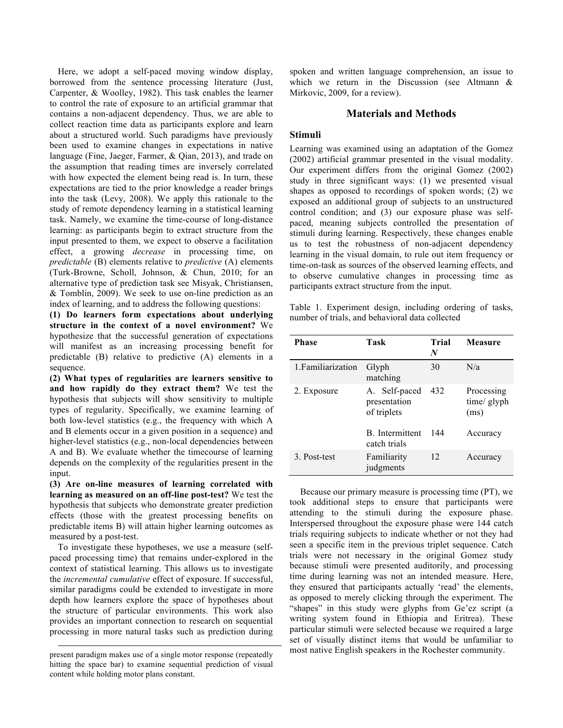Here, we adopt a self-paced moving window display, borrowed from the sentence processing literature (Just, Carpenter, & Woolley, 1982). This task enables the learner to control the rate of exposure to an artificial grammar that contains a non-adjacent dependency. Thus, we are able to collect reaction time data as participants explore and learn about a structured world. Such paradigms have previously been used to examine changes in expectations in native language (Fine, Jaeger, Farmer, & Qian, 2013), and trade on the assumption that reading times are inversely correlated with how expected the element being read is. In turn, these expectations are tied to the prior knowledge a reader brings into the task (Levy, 2008). We apply this rationale to the study of remote dependency learning in a statistical learning task. Namely, we examine the time-course of long-distance learning: as participants begin to extract structure from the input presented to them, we expect to observe a facilitation effect, a growing *decrease* in processing time, on *predictable* (B) elements relative to *predictive* (A) elements (Turk-Browne, Scholl, Johnson, & Chun, 2010; for an alternative type of prediction task see Misyak, Christiansen, & Tomblin, 2009). We seek to use on-line prediction as an index of learning, and to address the following questions:

**(1) Do learners form expectations about underlying structure in the context of a novel environment?** We hypothesize that the successful generation of expectations will manifest as an increasing processing benefit for predictable (B) relative to predictive (A) elements in a sequence.

**(2) What types of regularities are learners sensitive to and how rapidly do they extract them?** We test the hypothesis that subjects will show sensitivity to multiple types of regularity. Specifically, we examine learning of both low-level statistics (e.g., the frequency with which A and B elements occur in a given position in a sequence) and higher-level statistics (e.g., non-local dependencies between A and B). We evaluate whether the timecourse of learning depends on the complexity of the regularities present in the input.

**(3) Are on-line measures of learning correlated with learning as measured on an off-line post-test?** We test the hypothesis that subjects who demonstrate greater prediction effects (those with the greatest processing benefits on predictable items B) will attain higher learning outcomes as measured by a post-test.

To investigate these hypotheses, we use a measure (self-paced processing time) that remains under-explored in the context of statistical learning. This allows us to investigate the *incremental cumulative* effect of exposure. If successful, similar paradigms could be extended to investigate in more depth how learners explore the space of hypotheses about the structure of particular environments. This work also provides an important connection to research on sequential processing in more natural tasks such as prediction during spoken and written language comprehension, an issue to which we return in the Discussion (see Altmann & Mirkovic, 2009, for a review).

present paradigm makes use of a single motor response (repeatedly hitting the space bar) to examine sequential prediction of visual content while holding motor plans constant.

## Materials and Methods

### Stimuli

Learning was examined using an adaptation of the Gomez (2002) artificial grammar presented in the visual modality. Our experiment differs from the original Gomez (2002) study in three significant ways: (1) we presented visual shapes as opposed to recordings of spoken words; (2) we exposed an additional group of subjects to an unstructured control condition; and (3) our exposure phase was self-paced, meaning subjects controlled the presentation of stimuli during learning. Respectively, these changes enable us to test the robustness of non-adjacent dependency learning in the visual domain, to rule out item frequency or time-on-task as sources of the observed learning effects, and to observe cumulative changes in processing time as participants extract structure from the input.

Table 1. Experiment design, including ordering of tasks, number of trials, and behavioral data collected

| Phase | Task | Trial *N* | Measure |
|---|---|---|---|
| 1.Familiarization | Glyph matching | 30 | N/a |
| 2. Exposure | A. Self-paced presentation of triplets | 432 | Processing time/ glyph (ms) |
| | B. Intermittent catch trials | 144 | Accuracy |
| 3. Post-test | Familiarity judgments | 12 | Accuracy |

Because our primary measure is processing time (PT), we took additional steps to ensure that participants were attending to the stimuli during the exposure phase. Interspersed throughout the exposure phase were 144 catch trials requiring subjects to indicate whether or not they had seen a specific item in the previous triplet sequence. Catch trials were not necessary in the original Gomez study because stimuli were presented auditorily, and processing time during learning was not an intended measure. Here, they ensured that participants actually 'read' the elements, as opposed to merely clicking through the experiment. The "shapes" in this study were glyphs from Ge'ez script (a writing system found in Ethiopia and Eritrea). These particular stimuli were selected because we required a large set of visually distinct items that would be unfamiliar to most native English speakers in the Rochester community.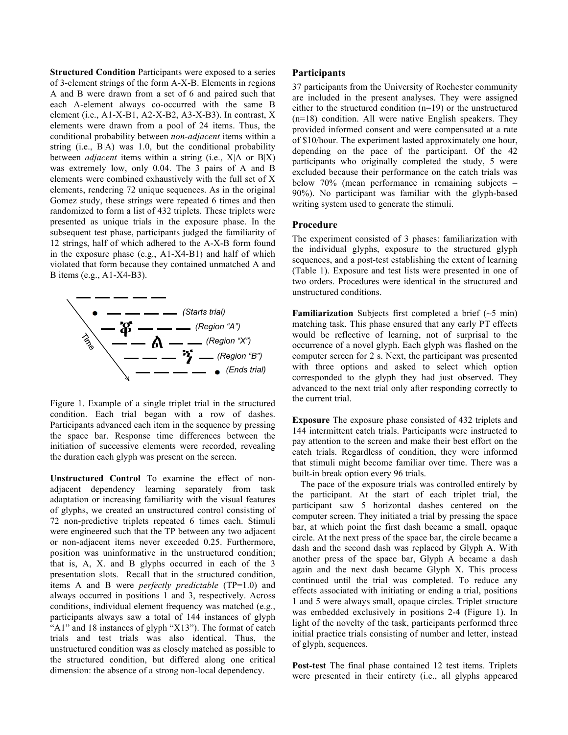**Structured Condition** Participants were exposed to a series of 3-element strings of the form A-X-B. Elements in regions A and B were drawn from a set of 6 and paired such that each A-element always co-occurred with the same B element (i.e., A1-X-B1, A2-X-B2, A3-X-B3). In contrast, X elements were drawn from a pool of 24 items. Thus, the conditional probability between *non-adjacent* items within a string (i.e., B|A) was 1.0, but the conditional probability between *adjacent* items within a string (i.e., X|A or B|X) was extremely low, only 0.04. The 3 pairs of A and B elements were combined exhaustively with the full set of X elements, rendering 72 unique sequences. As in the original Gomez study, these strings were repeated 6 times and then randomized to form a list of 432 triplets. These triplets were presented as unique trials in the exposure phase. In the subsequent test phase, participants judged the familiarity of 12 strings, half of which adhered to the A-X-B form found in the exposure phase (e.g., A1-X4-B1) and half of which violated that form because they contained unmatched A and B items (e.g., A1-X4-B3).

Figure 1. Example of a single triplet trial in the structured condition. Each trial began with a row of dashes. Participants advanced each item in the sequence by pressing the space bar. Response time differences between the initiation of successive elements were recorded, revealing the duration each glyph was present on the screen.

**Unstructured Control** To examine the effect of non-adjacent dependency learning separately from task adaptation or increasing familiarity with the visual features of glyphs, we created an unstructured control consisting of 72 non-predictive triplets repeated 6 times each. Stimuli were engineered such that the TP between any two adjacent or non-adjacent items never exceeded 0.25. Furthermore, position was uninformative in the unstructured condition; that is, A, X. and B glyphs occurred in each of the 3 presentation slots. Recall that in the structured condition, items A and B were *perfectly predictable* (TP=1.0) and always occurred in positions 1 and 3, respectively. Across conditions, individual element frequency was matched (e.g., participants always saw a total of 144 instances of glyph "A1" and 18 instances of glyph "X13"). The format of catch trials and test trials was also identical. Thus, the unstructured condition was as closely matched as possible to the structured condition, but differed along one critical dimension: the absence of a strong non-local dependency.

## Participants

37 participants from the University of Rochester community are included in the present analyses. They were assigned either to the structured condition (n=19) or the unstructured (n=18) condition. All were native English speakers. They provided informed consent and were compensated at a rate of $10/hour. The experiment lasted approximately one hour, depending on the pace of the participant. Of the 42 participants who originally completed the study, 5 were excluded because their performance on the catch trials was below 70% (mean performance in remaining subjects = 90%). No participant was familiar with the glyph-based writing system used to generate the stimuli.

## Procedure

The experiment consisted of 3 phases: familiarization with the individual glyphs, exposure to the structured glyph sequences, and a post-test establishing the extent of learning (Table 1). Exposure and test lists were presented in one of two orders. Procedures were identical in the structured and unstructured conditions.

**Familiarization** Subjects first completed a brief (~5 min) matching task. This phase ensured that any early PT effects would be reflective of learning, not of surprisal to the occurrence of a novel glyph. Each glyph was flashed on the computer screen for 2 s. Next, the participant was presented with three options and asked to select which option corresponded to the glyph they had just observed. They advanced to the next trial only after responding correctly to the current trial.

**Exposure** The exposure phase consisted of 432 triplets and 144 intermittent catch trials. Participants were instructed to pay attention to the screen and make their best effort on the catch trials. Regardless of condition, they were informed that stimuli might become familiar over time. There was a built-in break option every 96 trials.

The pace of the exposure trials was controlled entirely by the participant. At the start of each triplet trial, the participant saw 5 horizontal dashes centered on the computer screen. They initiated a trial by pressing the space bar, at which point the first dash became a small, opaque circle. At the next press of the space bar, the circle became a dash and the second dash was replaced by Glyph A. With another press of the space bar, Glyph A became a dash again and the next dash became Glyph X. This process continued until the trial was completed. To reduce any effects associated with initiating or ending a trial, positions 1 and 5 were always small, opaque circles. Triplet structure was embedded exclusively in positions 2-4 (Figure 1). In light of the novelty of the task, participants performed three initial practice trials consisting of number and letter, instead of glyph, sequences.

**Post-test** The final phase contained 12 test items. Triplets were presented in their entirety (i.e., all glyphs appeared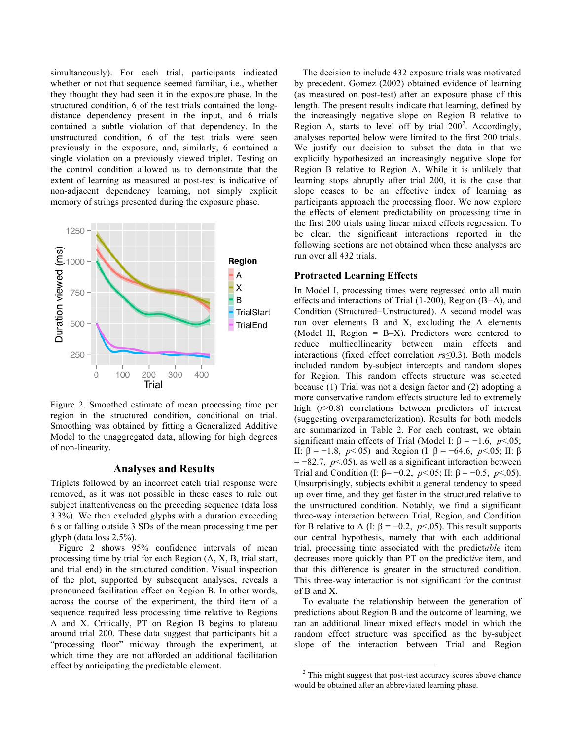simultaneously). For each trial, participants indicated whether or not that sequence seemed familiar, i.e., whether they thought they had seen it in the exposure phase. In the structured condition, 6 of the test trials contained the long-distance dependency present in the input, and 6 trials contained a subtle violation of that dependency. In the unstructured condition, 6 of the test trials were seen previously in the exposure, and, similarly, 6 contained a single violation on a previously viewed triplet. Testing on the control condition allowed us to demonstrate that the extent of learning as measured at post-test is indicative of non-adjacent dependency learning, not simply explicit memory of strings presented during the exposure phase.

Figure 2. Smoothed estimate of mean processing time per region in the structured condition, conditional on trial. Smoothing was obtained by fitting a Generalized Additive Model to the unaggregated data, allowing for high degrees of non-linearity.

## Analyses and Results

Triplets followed by an incorrect catch trial response were removed, as it was not possible in these cases to rule out subject inattentiveness on the preceding sequence (data loss 3.3%). We then excluded glyphs with a duration exceeding 6 s or falling outside 3 SDs of the mean processing time per glyph (data loss 2.5%).

Figure 2 shows 95% confidence intervals of mean processing time by trial for each Region (A, X, B, trial start, and trial end) in the structured condition. Visual inspection of the plot, supported by subsequent analyses, reveals a pronounced facilitation effect on Region B. In other words, across the course of the experiment, the third item of a sequence required less processing time relative to Regions A and X. Critically, PT on Region B begins to plateau around trial 200. These data suggest that participants hit a "processing floor" midway through the experiment, at which time they are not afforded an additional facilitation effect by anticipating the predictable element.

The decision to include 432 exposure trials was motivated by precedent. Gomez (2002) obtained evidence of learning (as measured on post-test) after an exposure phase of this length. The present results indicate that learning, defined by the increasingly negative slope on Region B relative to Region A, starts to level off by trial 200[2]. Accordingly, analyses reported below were limited to the first 200 trials. We justify our decision to subset the data in that we explicitly hypothesized an increasingly negative slope for Region B relative to Region A. While it is unlikely that learning stops abruptly after trial 200, it is the case that slope ceases to be an effective index of learning as participants approach the processing floor. We now explore the effects of element predictability on processing time in the first 200 trials using linear mixed effects regression. To be clear, the significant interactions reported in the following sections are not obtained when these analyses are run over all 432 trials.

### Protracted Learning Effects

In Model I, processing times were regressed onto all main effects and interactions of Trial (1-200), Region (B−A), and Condition (Structured−Unstructured). A second model was run over elements B and X, excluding the A elements (Model II, Region = B–X). Predictors were centered to reduce multicollinearity between main effects and interactions (fixed effect correlation $rs \leq 0.3$). Both models included random by-subject intercepts and random slopes for Region. This random effects structure was selected because (1) Trial was not a design factor and (2) adopting a more conservative random effects structure led to extremely high ($r > 0.8$) correlations between predictors of interest (suggesting overparameterization). Results for both models are summarized in Table 2. For each contrast, we obtain significant main effects of Trial (Model I: $\beta = -1.6$, $p < .05$; II: $\beta = -1.8$, $p < .05$) and Region (I: $\beta = -64.6$, $p < .05$; II: $\beta = -82.7$, $p < .05$), as well as a significant interaction between Trial and Condition (I: $\beta = -0.2$, $p < .05$; II: $\beta = -0.5$, $p < .05$). Unsurprisingly, subjects exhibit a general tendency to speed up over time, and they get faster in the structured relative to the unstructured condition. Notably, we find a significant three-way interaction between Trial, Region, and Condition for B relative to A (I: $\beta = -0.2$, $p < .05$). This result supports our central hypothesis, namely that with each additional trial, processing time associated with the predict*able* item decreases more quickly than PT on the predict*ive* item, and that this difference is greater in the structured condition. This three-way interaction is not significant for the contrast of B and X.

To evaluate the relationship between the generation of predictions about Region B and the outcome of learning, we ran an additional linear mixed effects model in which the random effect structure was specified as the by-subject slope of the interaction between Trial and Region

[2] This might suggest that post-test accuracy scores above chance would be obtained after an abbreviated learning phase.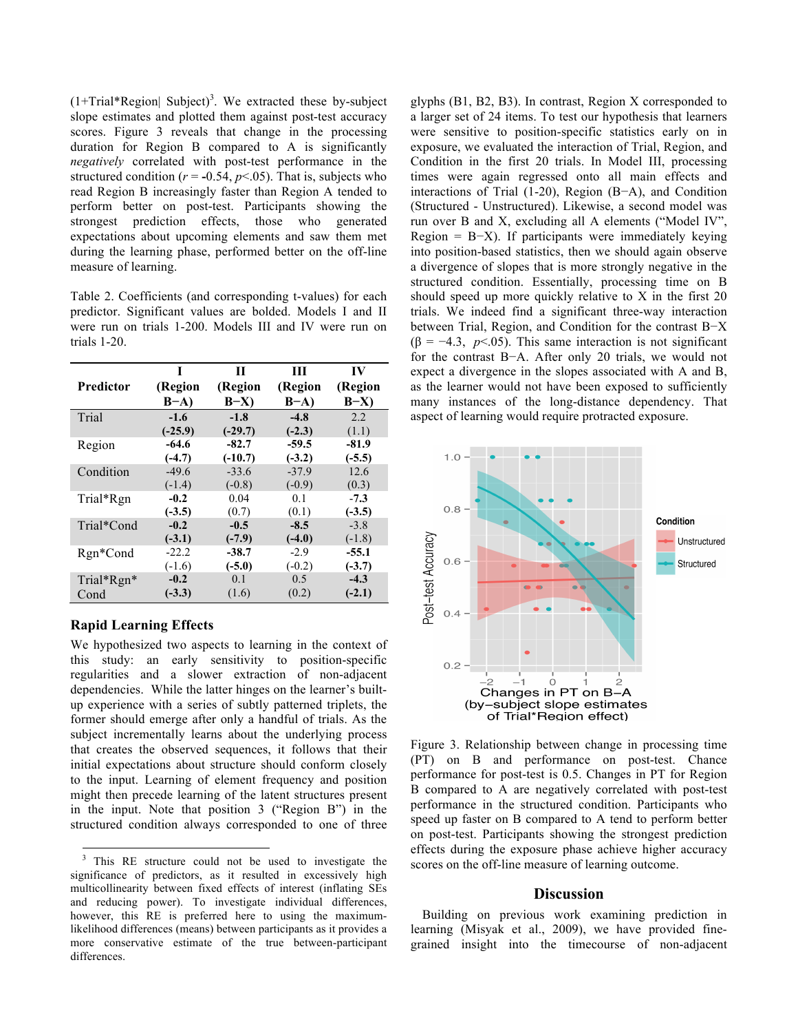(1+Trial*Region| Subject)[3]. We extracted these by-subject slope estimates and plotted them against post-test accuracy scores. Figure 3 reveals that change in the processing duration for Region B compared to A is significantly *negatively* correlated with post-test performance in the structured condition ($r$ = -0.54, $p$<.05). That is, subjects who read Region B increasingly faster than Region A tended to perform better on post-test. Participants showing the strongest prediction effects, those who generated expectations about upcoming elements and saw them met during the learning phase, performed better on the off-line measure of learning.

Table 2. Coefficients (and corresponding t-values) for each predictor. Significant values are bolded. Models I and II were run on trials 1-200. Models III and IV were run on trials 1-20.

| Predictor | I (Region B−A) | II (Region B−X) | III (Region B−A) | IV (Region B−X) |
|---|---|---|---|---|
| Trial | **-1.6** **(-25.9)** | **-1.8** **(-29.7)** | **-4.8** **(-2.3)** | 2.2 (1.1) |
| Region | **-64.6** **(-4.7)** | **-82.7** **(-10.7)** | **-59.5** **(-3.2)** | **-81.9** **(-5.5)** |
| Condition | -49.6 (-1.4) | -33.6 (-0.8) | -37.9 (-0.9) | 12.6 (0.3) |
| Trial*Rgn | **-0.2** **(-3.5)** | 0.04 (0.7) | 0.1 (0.1) | **-7.3** **(-3.5)** |
| Trial*Cond | **-0.2** **(-3.1)** | **-0.5** **(-7.9)** | **-8.5** **(-4.0)** | -3.8 (-1.8) |
| Rgn*Cond | -22.2 (-1.6) | **-38.7** **(-5.0)** | -2.9 (-0.2) | **-55.1** **(-3.7)** |
| Trial*Rgn*Cond | **-0.2** **(-3.3)** | 0.1 (1.6) | 0.5 (0.2) | **-4.3** **(-2.1)** |

## Rapid Learning Effects

We hypothesized two aspects to learning in the context of this study: an early sensitivity to position-specific regularities and a slower extraction of non-adjacent dependencies. While the latter hinges on the learner's built-up experience with a series of subtly patterned triplets, the former should emerge after only a handful of trials. As the subject incrementally learns about the underlying process that creates the observed sequences, it follows that their initial expectations about structure should conform closely to the input. Learning of element frequency and position might then precede learning of the latent structures present in the input. Note that position 3 ("Region B") in the structured condition always corresponded to one of three glyphs (B1, B2, B3). In contrast, Region X corresponded to a larger set of 24 items. To test our hypothesis that learners were sensitive to position-specific statistics early on in exposure, we evaluated the interaction of Trial, Region, and Condition in the first 20 trials. In Model III, processing times were again regressed onto all main effects and interactions of Trial (1-20), Region (B−A), and Condition (Structured - Unstructured). Likewise, a second model was run over B and X, excluding all A elements ("Model IV", Region = B−X). If participants were immediately keying into position-based statistics, then we should again observe a divergence of slopes that is more strongly negative in the structured condition. Essentially, processing time on B should speed up more quickly relative to X in the first 20 trials. We indeed find a significant three-way interaction between Trial, Region, and Condition for the contrast B−X ($\beta = -4.3$, $p$<.05). This same interaction is not significant for the contrast B−A. After only 20 trials, we would not expect a divergence in the slopes associated with A and B, as the learner would not have been exposed to sufficiently many instances of the long-distance dependency. That aspect of learning would require protracted exposure.

Figure 3. Relationship between change in processing time (PT) on B and performance on post-test. Chance performance for post-test is 0.5. Changes in PT for Region B compared to A are negatively correlated with post-test performance in the structured condition. Participants who speed up faster on B compared to A tend to perform better on post-test. Participants showing the strongest prediction effects during the exposure phase achieve higher accuracy scores on the off-line measure of learning outcome.

## Discussion

Building on previous work examining prediction in learning (Misyak et al., 2009), we have provided fine-grained insight into the timecourse of non-adjacent

[3] This RE structure could not be used to investigate the significance of predictors, as it resulted in excessively high multicollinearity between fixed effects of interest (inflating SEs and reducing power). To investigate individual differences, however, this RE is preferred here to using the maximum-likelihood differences (means) between participants as it provides a more conservative estimate of the true between-participant differences.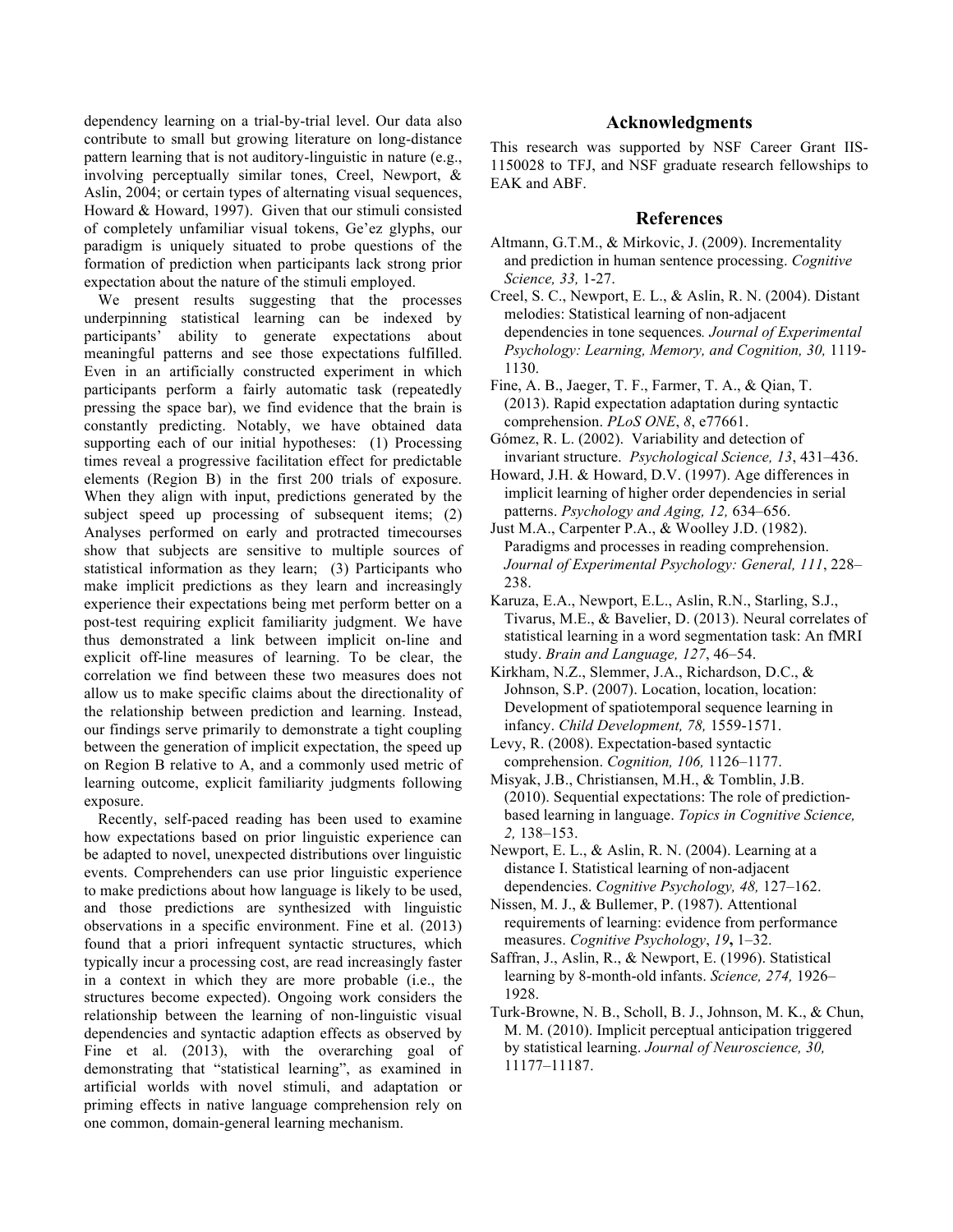dependency learning on a trial-by-trial level. Our data also contribute to small but growing literature on long-distance pattern learning that is not auditory-linguistic in nature (e.g., involving perceptually similar tones, Creel, Newport, & Aslin, 2004; or certain types of alternating visual sequences, Howard & Howard, 1997). Given that our stimuli consisted of completely unfamiliar visual tokens, Ge'ez glyphs, our paradigm is uniquely situated to probe questions of the formation of prediction when participants lack strong prior expectation about the nature of the stimuli employed.

We present results suggesting that the processes underpinning statistical learning can be indexed by participants' ability to generate expectations about meaningful patterns and see those expectations fulfilled. Even in an artificially constructed experiment in which participants perform a fairly automatic task (repeatedly pressing the space bar), we find evidence that the brain is constantly predicting. Notably, we have obtained data supporting each of our initial hypotheses: (1) Processing times reveal a progressive facilitation effect for predictable elements (Region B) in the first 200 trials of exposure. When they align with input, predictions generated by the subject speed up processing of subsequent items; (2) Analyses performed on early and protracted timecourses show that subjects are sensitive to multiple sources of statistical information as they learn; (3) Participants who make implicit predictions as they learn and increasingly experience their expectations being met perform better on a post-test requiring explicit familiarity judgment. We have thus demonstrated a link between implicit on-line and explicit off-line measures of learning. To be clear, the correlation we find between these two measures does not allow us to make specific claims about the directionality of the relationship between prediction and learning. Instead, our findings serve primarily to demonstrate a tight coupling between the generation of implicit expectation, the speed up on Region B relative to A, and a commonly used metric of learning outcome, explicit familiarity judgments following exposure.

Recently, self-paced reading has been used to examine how expectations based on prior linguistic experience can be adapted to novel, unexpected distributions over linguistic events. Comprehenders can use prior linguistic experience to make predictions about how language is likely to be used, and those predictions are synthesized with linguistic observations in a specific environment. Fine et al. (2013) found that a priori infrequent syntactic structures, which typically incur a processing cost, are read increasingly faster in a context in which they are more probable (i.e., the structures become expected). Ongoing work considers the relationship between the learning of non-linguistic visual dependencies and syntactic adaption effects as observed by Fine et al. (2013), with the overarching goal of demonstrating that "statistical learning", as examined in artificial worlds with novel stimuli, and adaptation or priming effects in native language comprehension rely on one common, domain-general learning mechanism.

## Acknowledgments

This research was supported by NSF Career Grant IIS-1150028 to TFJ, and NSF graduate research fellowships to EAK and ABF.

## References

Altmann, G.T.M., & Mirkovic, J. (2009). Incrementality and prediction in human sentence processing. *Cognitive Science, 33,* 1-27.

Creel, S. C., Newport, E. L., & Aslin, R. N. (2004). Distant melodies: Statistical learning of non-adjacent dependencies in tone sequences*. Journal of Experimental Psychology: Learning, Memory, and Cognition, 30,* 1119-1130.

Fine, A. B., Jaeger, T. F., Farmer, T. A., & Qian, T. (2013). Rapid expectation adaptation during syntactic comprehension. *PLoS ONE*, *8*, e77661.

Gómez, R. L. (2002). Variability and detection of invariant structure. *Psychological Science, 13*, 431–436.

Howard, J.H. & Howard, D.V. (1997). Age differences in implicit learning of higher order dependencies in serial patterns. *Psychology and Aging, 12,* 634–656.

Just M.A., Carpenter P.A., & Woolley J.D. (1982). Paradigms and processes in reading comprehension. *Journal of Experimental Psychology: General, 111*, 228–238.

Karuza, E.A., Newport, E.L., Aslin, R.N., Starling, S.J., Tivarus, M.E., & Bavelier, D. (2013). Neural correlates of statistical learning in a word segmentation task: An fMRI study. *Brain and Language, 127*, 46–54.

Kirkham, N.Z., Slemmer, J.A., Richardson, D.C., & Johnson, S.P. (2007). Location, location, location: Development of spatiotemporal sequence learning in infancy. *Child Development, 78,* 1559-1571.

Levy, R. (2008). Expectation-based syntactic comprehension. *Cognition, 106,* 1126–1177.

Misyak, J.B., Christiansen, M.H., & Tomblin, J.B. (2010). Sequential expectations: The role of prediction-based learning in language. *Topics in Cognitive Science, 2,* 138–153.

Newport, E. L., & Aslin, R. N. (2004). Learning at a distance I. Statistical learning of non-adjacent dependencies. *Cognitive Psychology, 48,* 127–162.

Nissen, M. J., & Bullemer, P. (1987). Attentional requirements of learning: evidence from performance measures. *Cognitive Psychology*, *19***,** 1–32.

Saffran, J., Aslin, R., & Newport, E. (1996). Statistical learning by 8-month-old infants. *Science, 274,* 1926–1928.

Turk-Browne, N. B., Scholl, B. J., Johnson, M. K., & Chun, M. M. (2010). Implicit perceptual anticipation triggered by statistical learning. *Journal of Neuroscience, 30,* 11177–11187.